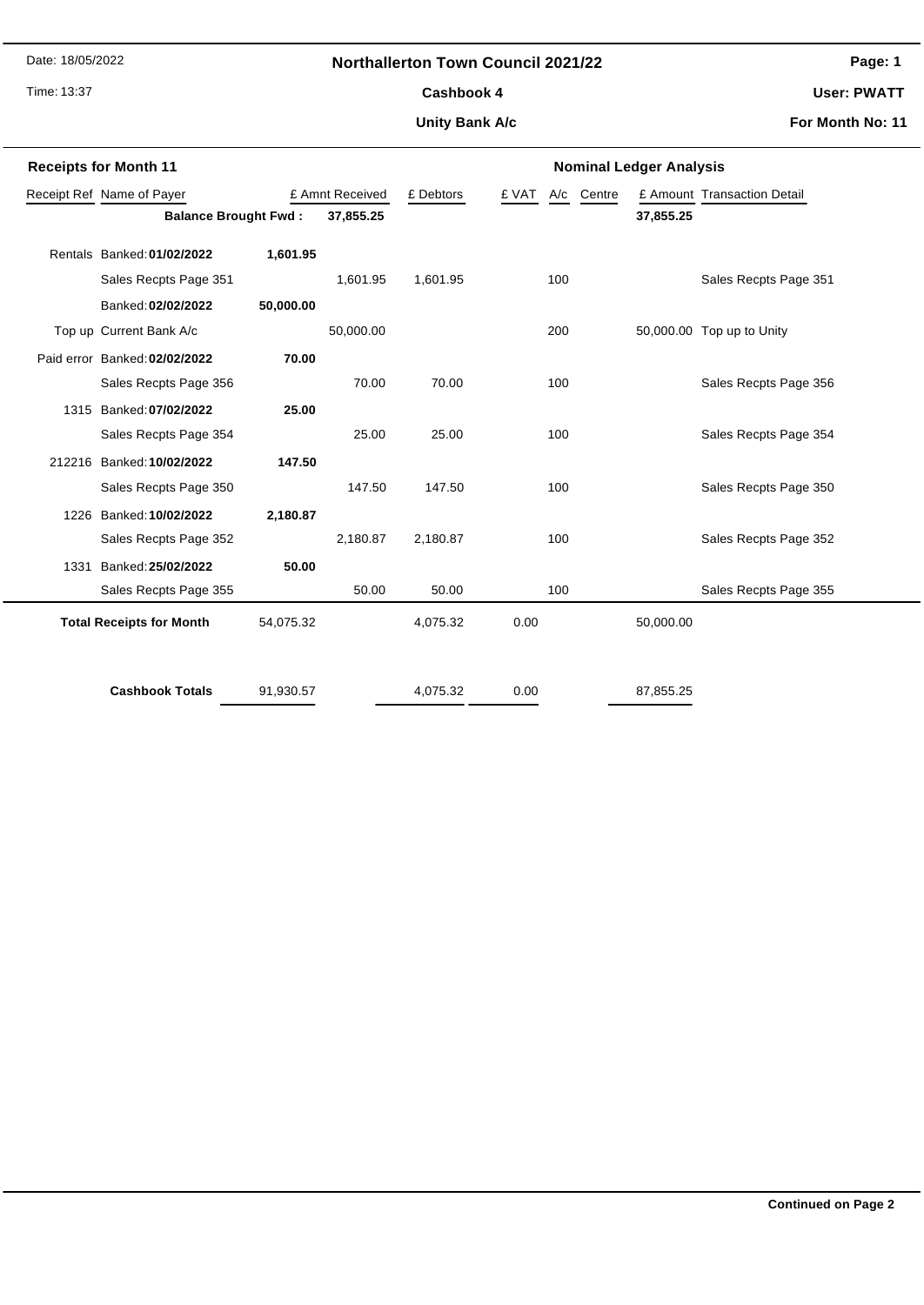Date: 18/05/2022

Time: 13:37

# Northallerton Town Council 2021/22

## Cashbook 4

## Unity Bank A/c

**User: PWATT**

**For Month No: 11**

**Receipts for Month 11** | **Nominal Ledger Analysis**

| Receipt Ref | Name of Payer | | £ Amnt Received | £ Debtors | £ VAT | A/c | Centre | £ Amount | Transaction Detail |
|---|---|---|---|---|---|---|---|---|---|
| | **Balance Brought Fwd :** | | **37,855.25** | | | | | **37,855.25** | |
| Rentals | Banked: **01/02/2022** | **1,601.95** | | | | | | | |
| | Sales Recpts Page 351 | | 1,601.95 | 1,601.95 | | 100 | | | Sales Recpts Page 351 |
| | Banked: **02/02/2022** | **50,000.00** | | | | | | | |
| Top up | Current Bank A/c | | 50,000.00 | | | 200 | | 50,000.00 | Top up to Unity |
| Paid error | Banked: **02/02/2022** | **70.00** | | | | | | | |
| | Sales Recpts Page 356 | | 70.00 | 70.00 | | 100 | | | Sales Recpts Page 356 |
| 1315 | Banked: **07/02/2022** | **25.00** | | | | | | | |
| | Sales Recpts Page 354 | | 25.00 | 25.00 | | 100 | | | Sales Recpts Page 354 |
| 212216 | Banked: **10/02/2022** | **147.50** | | | | | | | |
| | Sales Recpts Page 350 | | 147.50 | 147.50 | | 100 | | | Sales Recpts Page 350 |
| 1226 | Banked: **10/02/2022** | **2,180.87** | | | | | | | |
| | Sales Recpts Page 352 | | 2,180.87 | 2,180.87 | | 100 | | | Sales Recpts Page 352 |
| 1331 | Banked: **25/02/2022** | **50.00** | | | | | | | |
| | Sales Recpts Page 355 | | 50.00 | 50.00 | | 100 | | | Sales Recpts Page 355 |
| | **Total Receipts for Month** | 54,075.32 | | 4,075.32 | 0.00 | | | 50,000.00 | |
| | **Cashbook Totals** | 91,930.57 | | 4,075.32 | 0.00 | | | 87,855.25 | |

**Continued on Page 2**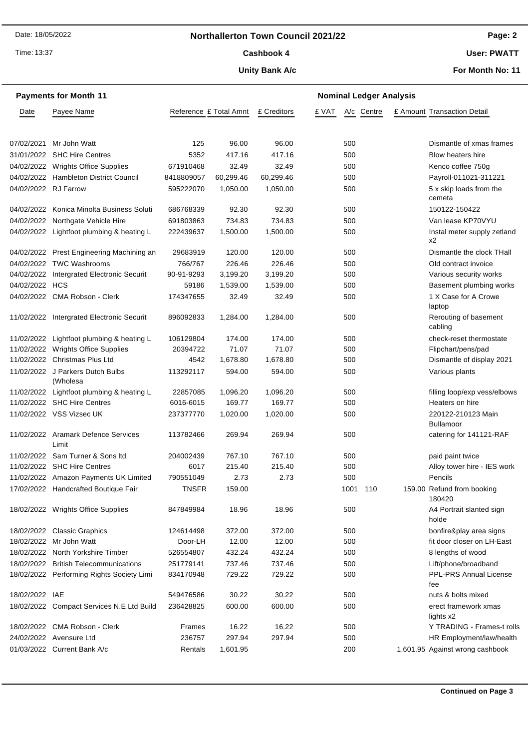Date: 18/05/2022

Time: 13:37

## Northallerton Town Council 2021/22

**Cashbook 4**

**Unity Bank A/c**

**User: PWATT**

**For Month No: 11**

### Payments for Month 11

| Date | Payee Name | Reference | £ Total Amnt | £ Creditors | £ VAT | A/c | Centre | £ Amount | Transaction Detail |
|---|---|---|---|---|---|---|---|---|---|
| 07/02/2021 | Mr John Watt | 125 | 96.00 | 96.00 | | 500 | | | Dismantle of xmas frames |
| 31/01/2022 | SHC Hire Centres | 5352 | 417.16 | 417.16 | | 500 | | | Blow heaters hire |
| 04/02/2022 | Wrights Office Supplies | 671910468 | 32.49 | 32.49 | | 500 | | | Kenco coffee 750g |
| 04/02/2022 | Hambleton District Council | 8418809057 | 60,299.46 | 60,299.46 | | 500 | | | Payroll-011021-311221 |
| 04/02/2022 | RJ Farrow | 595222070 | 1,050.00 | 1,050.00 | | 500 | | | 5 x skip loads from the cemeta |
| 04/02/2022 | Konica Minolta Business Soluti | 686768339 | 92.30 | 92.30 | | 500 | | | 150122-150422 |
| 04/02/2022 | Northgate Vehicle Hire | 691803863 | 734.83 | 734.83 | | 500 | | | Van lease KP70VYU |
| 04/02/2022 | Lightfoot plumbing & heating L | 222439637 | 1,500.00 | 1,500.00 | | 500 | | | Instal meter supply zetland x2 |
| 04/02/2022 | Prest Engineering Machining an | 29683919 | 120.00 | 120.00 | | 500 | | | Dismantle the clock THall |
| 04/02/2022 | TWC Washrooms | 766/767 | 226.46 | 226.46 | | 500 | | | Old contract invoice |
| 04/02/2022 | Intergrated Electronic Securit | 90-91-9293 | 3,199.20 | 3,199.20 | | 500 | | | Various security works |
| 04/02/2022 | HCS | 59186 | 1,539.00 | 1,539.00 | | 500 | | | Basement plumbing works |
| 04/02/2022 | CMA Robson - Clerk | 174347655 | 32.49 | 32.49 | | 500 | | | 1 X Case for A Crowe laptop |
| 11/02/2022 | Intergrated Electronic Securit | 896092833 | 1,284.00 | 1,284.00 | | 500 | | | Rerouting of basement cabling |
| 11/02/2022 | Lightfoot plumbing & heating L | 106129804 | 174.00 | 174.00 | | 500 | | | check-reset thermostate |
| 11/02/2022 | Wrights Office Supplies | 20394722 | 71.07 | 71.07 | | 500 | | | Flipchart/pens/pad |
| 11/02/2022 | Christmas Plus Ltd | 4542 | 1,678.80 | 1,678.80 | | 500 | | | Dismantle of display 2021 |
| 11/02/2022 | J Parkers Dutch Bulbs (Wholesa | 113292117 | 594.00 | 594.00 | | 500 | | | Various plants |
| 11/02/2022 | Lightfoot plumbing & heating L | 22857085 | 1,096.20 | 1,096.20 | | 500 | | | filling loop/exp vess/elbows |
| 11/02/2022 | SHC Hire Centres | 6016-6015 | 169.77 | 169.77 | | 500 | | | Heaters on hire |
| 11/02/2022 | VSS Vizsec UK | 237377770 | 1,020.00 | 1,020.00 | | 500 | | | 220122-210123 Main Bullamoor |
| 11/02/2022 | Aramark Defence Services Limit | 113782466 | 269.94 | 269.94 | | 500 | | | catering for 141121-RAF |
| 11/02/2022 | Sam Turner & Sons ltd | 204002439 | 767.10 | 767.10 | | 500 | | | paid paint twice |
| 11/02/2022 | SHC Hire Centres | 6017 | 215.40 | 215.40 | | 500 | | | Alloy tower hire - IES work |
| 11/02/2022 | Amazon Payments UK Limited | 790551049 | 2.73 | 2.73 | | 500 | | | Pencils |
| 17/02/2022 | Handcrafted Boutique Fair | TNSFR | 159.00 | | | 1001 | 110 | 159.00 | Refund from booking 180420 |
| 18/02/2022 | Wrights Office Supplies | 847849984 | 18.96 | 18.96 | | 500 | | | A4 Portrait slanted sign holde |
| 18/02/2022 | Classic Graphics | 124614498 | 372.00 | 372.00 | | 500 | | | bonfire&play area signs |
| 18/02/2022 | Mr John Watt | Door-LH | 12.00 | 12.00 | | 500 | | | fit door closer on LH-East |
| 18/02/2022 | North Yorkshire Timber | 526554807 | 432.24 | 432.24 | | 500 | | | 8 lengths of wood |
| 18/02/2022 | British Telecommunications | 251779141 | 737.46 | 737.46 | | 500 | | | Lift/phone/broadband |
| 18/02/2022 | Performing Rights Society Limi | 834170948 | 729.22 | 729.22 | | 500 | | | PPL-PRS Annual License fee |
| 18/02/2022 | IAE | 549476586 | 30.22 | 30.22 | | 500 | | | nuts & bolts mixed |
| 18/02/2022 | Compact Services N.E Ltd Build | 236428825 | 600.00 | 600.00 | | 500 | | | erect framework xmas lights x2 |
| 18/02/2022 | CMA Robson - Clerk | Frames | 16.22 | 16.22 | | 500 | | | Y TRADING - Frames-t rolls |
| 24/02/2022 | Avensure Ltd | 236757 | 297.94 | 297.94 | | 500 | | | HR Employment/law/health |
| 01/03/2022 | Current Bank A/c | Rentals | 1,601.95 | | | 200 | | 1,601.95 | Against wrong cashbook |

**Continued on Page 3**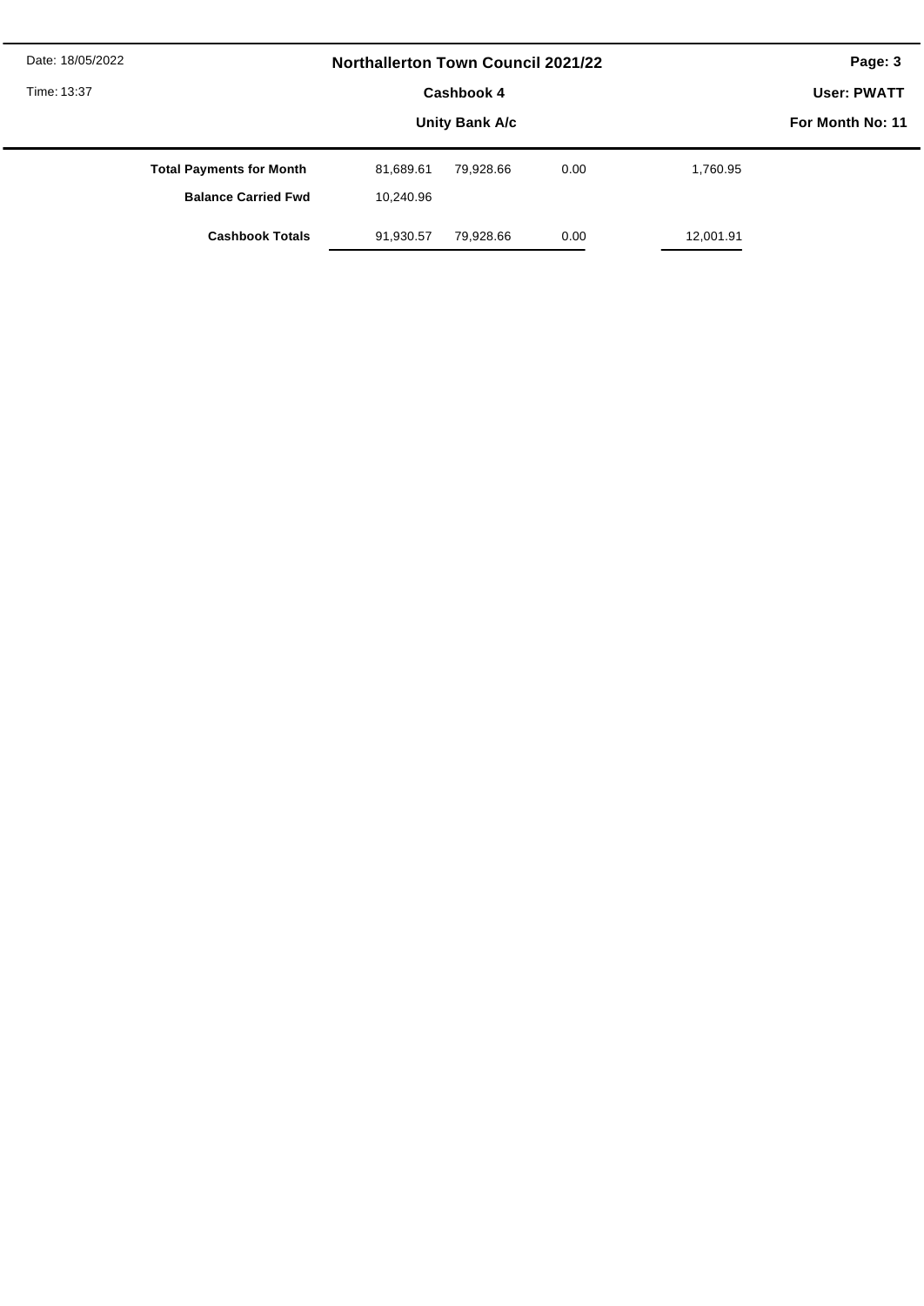| | | | | |
|---|---|---|---|---|
| **Total Payments for Month** | 81,689.61 | 79,928.66 | 0.00 | 1,760.95 |
| **Balance Carried Fwd** | 10,240.96 | | | |
| **Cashbook Totals** | 91,930.57 | 79,928.66 | 0.00 | 12,001.91 |